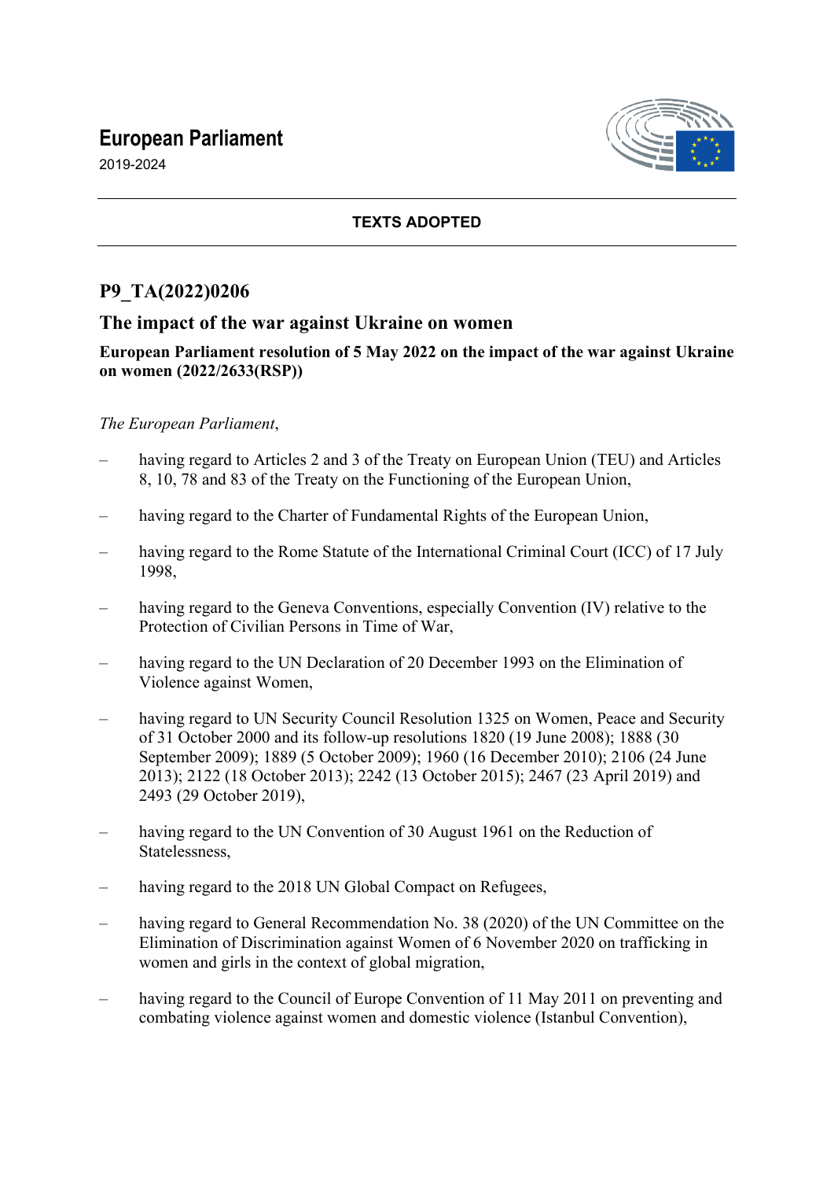# European Parliament

2019-2024

**TEXTS ADOPTED**

## P9_TA(2022)0206

## The impact of the war against Ukraine on women

**European Parliament resolution of 5 May 2022 on the impact of the war against Ukraine on women (2022/2633(RSP))**

*The European Parliament*,

– having regard to Articles 2 and 3 of the Treaty on European Union (TEU) and Articles 8, 10, 78 and 83 of the Treaty on the Functioning of the European Union,

– having regard to the Charter of Fundamental Rights of the European Union,

– having regard to the Rome Statute of the International Criminal Court (ICC) of 17 July 1998,

– having regard to the Geneva Conventions, especially Convention (IV) relative to the Protection of Civilian Persons in Time of War,

– having regard to the UN Declaration of 20 December 1993 on the Elimination of Violence against Women,

– having regard to UN Security Council Resolution 1325 on Women, Peace and Security of 31 October 2000 and its follow-up resolutions 1820 (19 June 2008); 1888 (30 September 2009); 1889 (5 October 2009); 1960 (16 December 2010); 2106 (24 June 2013); 2122 (18 October 2013); 2242 (13 October 2015); 2467 (23 April 2019) and 2493 (29 October 2019),

– having regard to the UN Convention of 30 August 1961 on the Reduction of Statelessness,

– having regard to the 2018 UN Global Compact on Refugees,

– having regard to General Recommendation No. 38 (2020) of the UN Committee on the Elimination of Discrimination against Women of 6 November 2020 on trafficking in women and girls in the context of global migration,

– having regard to the Council of Europe Convention of 11 May 2011 on preventing and combating violence against women and domestic violence (Istanbul Convention),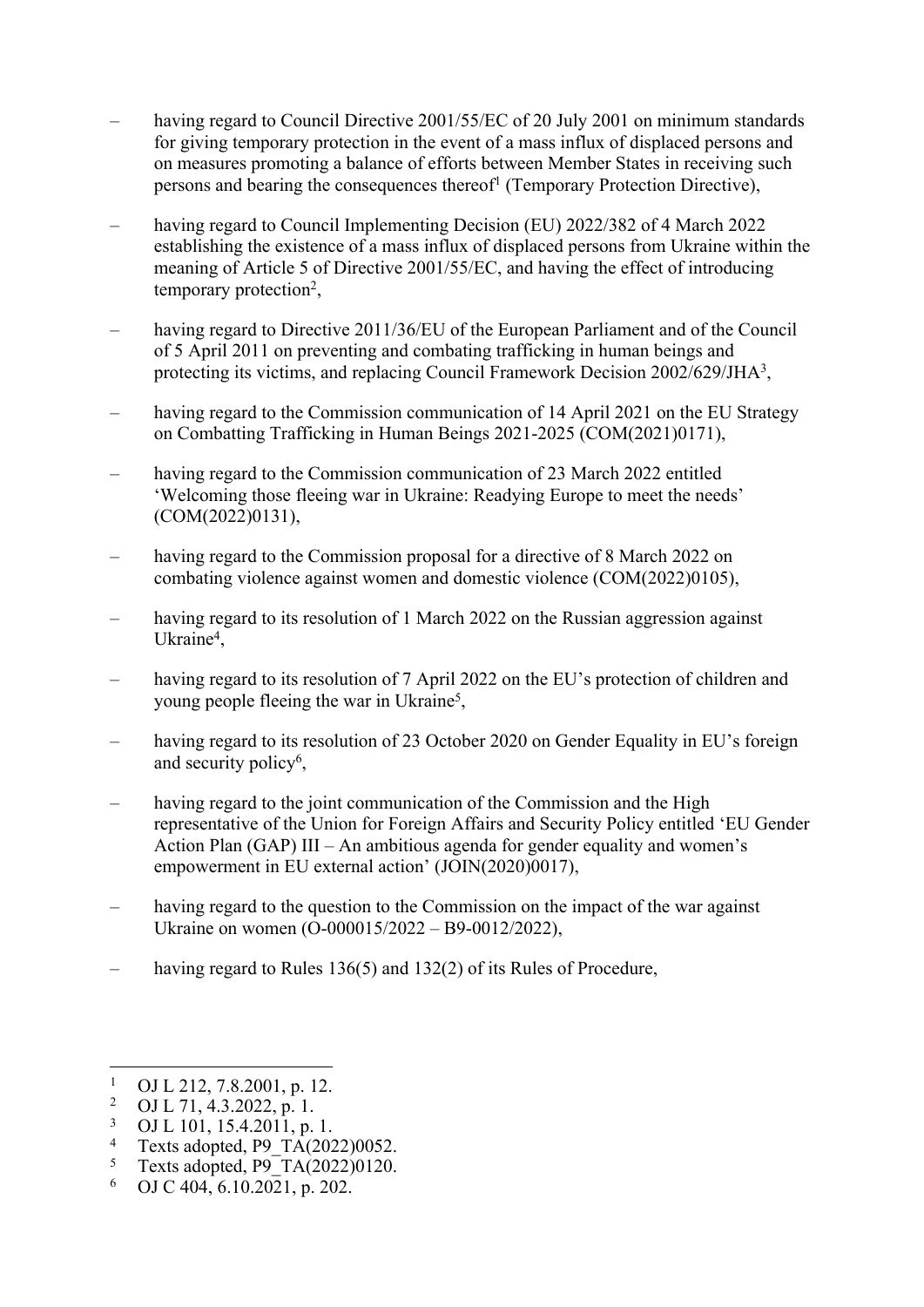– having regard to Council Directive 2001/55/EC of 20 July 2001 on minimum standards for giving temporary protection in the event of a mass influx of displaced persons and on measures promoting a balance of efforts between Member States in receiving such persons and bearing the consequences thereof[1] (Temporary Protection Directive),

– having regard to Council Implementing Decision (EU) 2022/382 of 4 March 2022 establishing the existence of a mass influx of displaced persons from Ukraine within the meaning of Article 5 of Directive 2001/55/EC, and having the effect of introducing temporary protection[2],

– having regard to Directive 2011/36/EU of the European Parliament and of the Council of 5 April 2011 on preventing and combating trafficking in human beings and protecting its victims, and replacing Council Framework Decision 2002/629/JHA[3],

– having regard to the Commission communication of 14 April 2021 on the EU Strategy on Combatting Trafficking in Human Beings 2021-2025 (COM(2021)0171),

– having regard to the Commission communication of 23 March 2022 entitled 'Welcoming those fleeing war in Ukraine: Readying Europe to meet the needs' (COM(2022)0131),

– having regard to the Commission proposal for a directive of 8 March 2022 on combating violence against women and domestic violence (COM(2022)0105),

– having regard to its resolution of 1 March 2022 on the Russian aggression against Ukraine[4],

– having regard to its resolution of 7 April 2022 on the EU's protection of children and young people fleeing the war in Ukraine[5],

– having regard to its resolution of 23 October 2020 on Gender Equality in EU's foreign and security policy[6],

– having regard to the joint communication of the Commission and the High representative of the Union for Foreign Affairs and Security Policy entitled 'EU Gender Action Plan (GAP) III – An ambitious agenda for gender equality and women's empowerment in EU external action' (JOIN(2020)0017),

– having regard to the question to the Commission on the impact of the war against Ukraine on women (O-000015/2022 – B9-0012/2022),

– having regard to Rules 136(5) and 132(2) of its Rules of Procedure,

---

[1] OJ L 212, 7.8.2001, p. 12.
[2] OJ L 71, 4.3.2022, p. 1.
[3] OJ L 101, 15.4.2011, p. 1.
[4] Texts adopted, P9_TA(2022)0052.
[5] Texts adopted, P9_TA(2022)0120.
[6] OJ C 404, 6.10.2021, p. 202.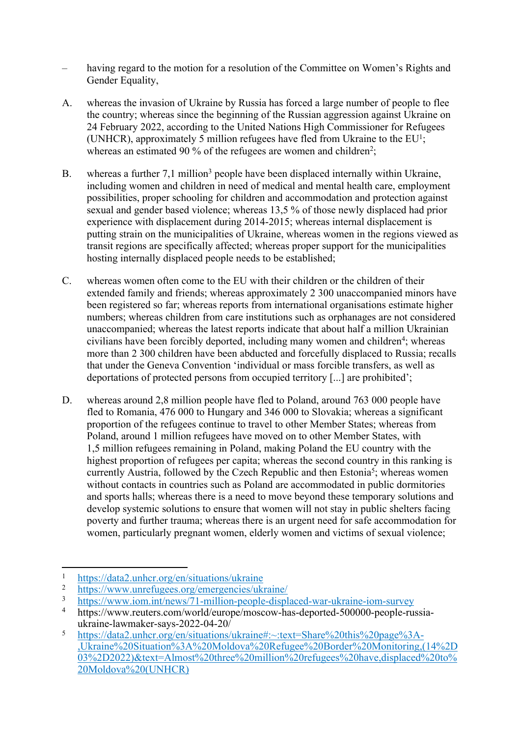– having regard to the motion for a resolution of the Committee on Women's Rights and Gender Equality,

A. whereas the invasion of Ukraine by Russia has forced a large number of people to flee the country; whereas since the beginning of the Russian aggression against Ukraine on 24 February 2022, according to the United Nations High Commissioner for Refugees (UNHCR), approximately 5 million refugees have fled from Ukraine to the EU[1]; whereas an estimated 90 % of the refugees are women and children[2];

B. whereas a further 7,1 million[3] people have been displaced internally within Ukraine, including women and children in need of medical and mental health care, employment possibilities, proper schooling for children and accommodation and protection against sexual and gender based violence; whereas 13,5 % of those newly displaced had prior experience with displacement during 2014-2015; whereas internal displacement is putting strain on the municipalities of Ukraine, whereas women in the regions viewed as transit regions are specifically affected; whereas proper support for the municipalities hosting internally displaced people needs to be established;

C. whereas women often come to the EU with their children or the children of their extended family and friends; whereas approximately 2 300 unaccompanied minors have been registered so far; whereas reports from international organisations estimate higher numbers; whereas children from care institutions such as orphanages are not considered unaccompanied; whereas the latest reports indicate that about half a million Ukrainian civilians have been forcibly deported, including many women and children[4]; whereas more than 2 300 children have been abducted and forcefully displaced to Russia; recalls that under the Geneva Convention 'individual or mass forcible transfers, as well as deportations of protected persons from occupied territory [...] are prohibited';

D. whereas around 2,8 million people have fled to Poland, around 763 000 people have fled to Romania, 476 000 to Hungary and 346 000 to Slovakia; whereas a significant proportion of the refugees continue to travel to other Member States; whereas from Poland, around 1 million refugees have moved on to other Member States, with 1,5 million refugees remaining in Poland, making Poland the EU country with the highest proportion of refugees per capita; whereas the second country in this ranking is currently Austria, followed by the Czech Republic and then Estonia[5]; whereas women without contacts in countries such as Poland are accommodated in public dormitories and sports halls; whereas there is a need to move beyond these temporary solutions and develop systemic solutions to ensure that women will not stay in public shelters facing poverty and further trauma; whereas there is an urgent need for safe accommodation for women, particularly pregnant women, elderly women and victims of sexual violence;

---

[1] https://data2.unhcr.org/en/situations/ukraine

[2] https://www.unrefugees.org/emergencies/ukraine/

[3] https://www.iom.int/news/71-million-people-displaced-war-ukraine-iom-survey

[4] https://www.reuters.com/world/europe/moscow-has-deported-500000-people-russia-ukraine-lawmaker-says-2022-04-20/

[5] https://data2.unhcr.org/en/situations/ukraine#:~:text=Share%20this%20page%3A-,Ukraine%20Situation%3A%20Moldova%20Refugee%20Border%20Monitoring,(14%2D03%2D2022)&text=Almost%20three%20million%20refugees%20have,displaced%20to%20Moldova%20(UNHCR)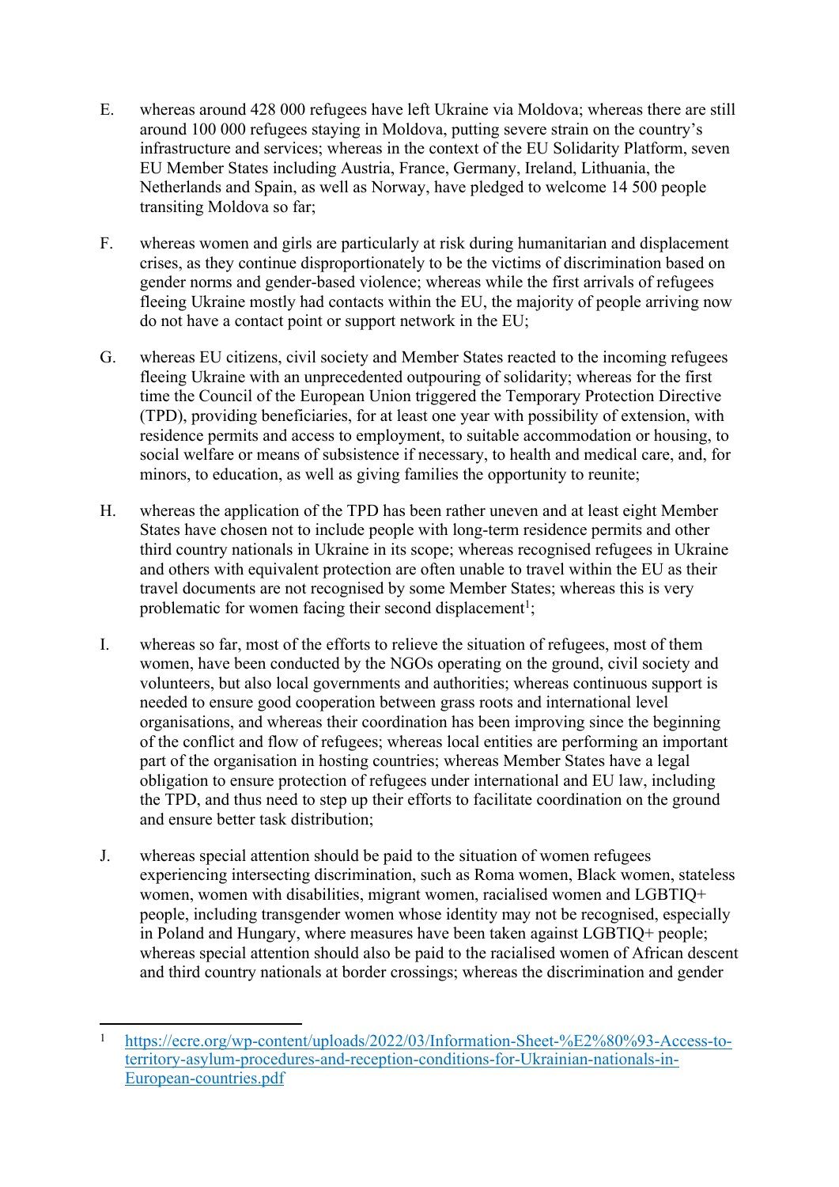E. whereas around 428 000 refugees have left Ukraine via Moldova; whereas there are still around 100 000 refugees staying in Moldova, putting severe strain on the country's infrastructure and services; whereas in the context of the EU Solidarity Platform, seven EU Member States including Austria, France, Germany, Ireland, Lithuania, the Netherlands and Spain, as well as Norway, have pledged to welcome 14 500 people transiting Moldova so far;

F. whereas women and girls are particularly at risk during humanitarian and displacement crises, as they continue disproportionately to be the victims of discrimination based on gender norms and gender-based violence; whereas while the first arrivals of refugees fleeing Ukraine mostly had contacts within the EU, the majority of people arriving now do not have a contact point or support network in the EU;

G. whereas EU citizens, civil society and Member States reacted to the incoming refugees fleeing Ukraine with an unprecedented outpouring of solidarity; whereas for the first time the Council of the European Union triggered the Temporary Protection Directive (TPD), providing beneficiaries, for at least one year with possibility of extension, with residence permits and access to employment, to suitable accommodation or housing, to social welfare or means of subsistence if necessary, to health and medical care, and, for minors, to education, as well as giving families the opportunity to reunite;

H. whereas the application of the TPD has been rather uneven and at least eight Member States have chosen not to include people with long-term residence permits and other third country nationals in Ukraine in its scope; whereas recognised refugees in Ukraine and others with equivalent protection are often unable to travel within the EU as their travel documents are not recognised by some Member States; whereas this is very problematic for women facing their second displacement[1];

I. whereas so far, most of the efforts to relieve the situation of refugees, most of them women, have been conducted by the NGOs operating on the ground, civil society and volunteers, but also local governments and authorities; whereas continuous support is needed to ensure good cooperation between grass roots and international level organisations, and whereas their coordination has been improving since the beginning of the conflict and flow of refugees; whereas local entities are performing an important part of the organisation in hosting countries; whereas Member States have a legal obligation to ensure protection of refugees under international and EU law, including the TPD, and thus need to step up their efforts to facilitate coordination on the ground and ensure better task distribution;

J. whereas special attention should be paid to the situation of women refugees experiencing intersecting discrimination, such as Roma women, Black women, stateless women, women with disabilities, migrant women, racialised women and LGBTIQ+ people, including transgender women whose identity may not be recognised, especially in Poland and Hungary, where measures have been taken against LGBTIQ+ people; whereas special attention should also be paid to the racialised women of African descent and third country nationals at border crossings; whereas the discrimination and gender

---

[1] https://ecre.org/wp-content/uploads/2022/03/Information-Sheet-%E2%80%93-Access-to-territory-asylum-procedures-and-reception-conditions-for-Ukrainian-nationals-in-European-countries.pdf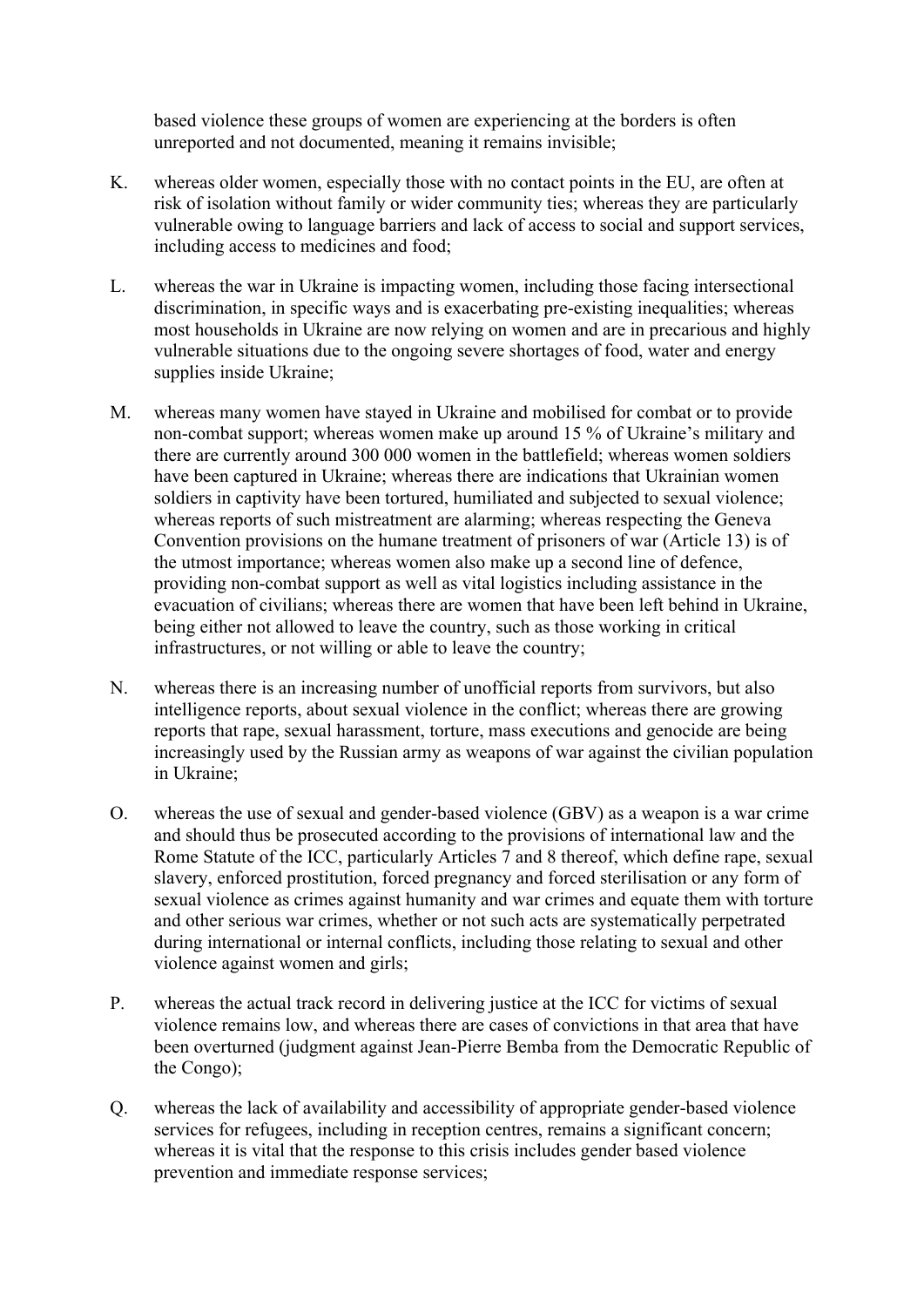based violence these groups of women are experiencing at the borders is often unreported and not documented, meaning it remains invisible;

K. whereas older women, especially those with no contact points in the EU, are often at risk of isolation without family or wider community ties; whereas they are particularly vulnerable owing to language barriers and lack of access to social and support services, including access to medicines and food;

L. whereas the war in Ukraine is impacting women, including those facing intersectional discrimination, in specific ways and is exacerbating pre-existing inequalities; whereas most households in Ukraine are now relying on women and are in precarious and highly vulnerable situations due to the ongoing severe shortages of food, water and energy supplies inside Ukraine;

M. whereas many women have stayed in Ukraine and mobilised for combat or to provide non-combat support; whereas women make up around 15 % of Ukraine's military and there are currently around 300 000 women in the battlefield; whereas women soldiers have been captured in Ukraine; whereas there are indications that Ukrainian women soldiers in captivity have been tortured, humiliated and subjected to sexual violence; whereas reports of such mistreatment are alarming; whereas respecting the Geneva Convention provisions on the humane treatment of prisoners of war (Article 13) is of the utmost importance; whereas women also make up a second line of defence, providing non-combat support as well as vital logistics including assistance in the evacuation of civilians; whereas there are women that have been left behind in Ukraine, being either not allowed to leave the country, such as those working in critical infrastructures, or not willing or able to leave the country;

N. whereas there is an increasing number of unofficial reports from survivors, but also intelligence reports, about sexual violence in the conflict; whereas there are growing reports that rape, sexual harassment, torture, mass executions and genocide are being increasingly used by the Russian army as weapons of war against the civilian population in Ukraine;

O. whereas the use of sexual and gender-based violence (GBV) as a weapon is a war crime and should thus be prosecuted according to the provisions of international law and the Rome Statute of the ICC, particularly Articles 7 and 8 thereof, which define rape, sexual slavery, enforced prostitution, forced pregnancy and forced sterilisation or any form of sexual violence as crimes against humanity and war crimes and equate them with torture and other serious war crimes, whether or not such acts are systematically perpetrated during international or internal conflicts, including those relating to sexual and other violence against women and girls;

P. whereas the actual track record in delivering justice at the ICC for victims of sexual violence remains low, and whereas there are cases of convictions in that area that have been overturned (judgment against Jean-Pierre Bemba from the Democratic Republic of the Congo);

Q. whereas the lack of availability and accessibility of appropriate gender-based violence services for refugees, including in reception centres, remains a significant concern; whereas it is vital that the response to this crisis includes gender based violence prevention and immediate response services;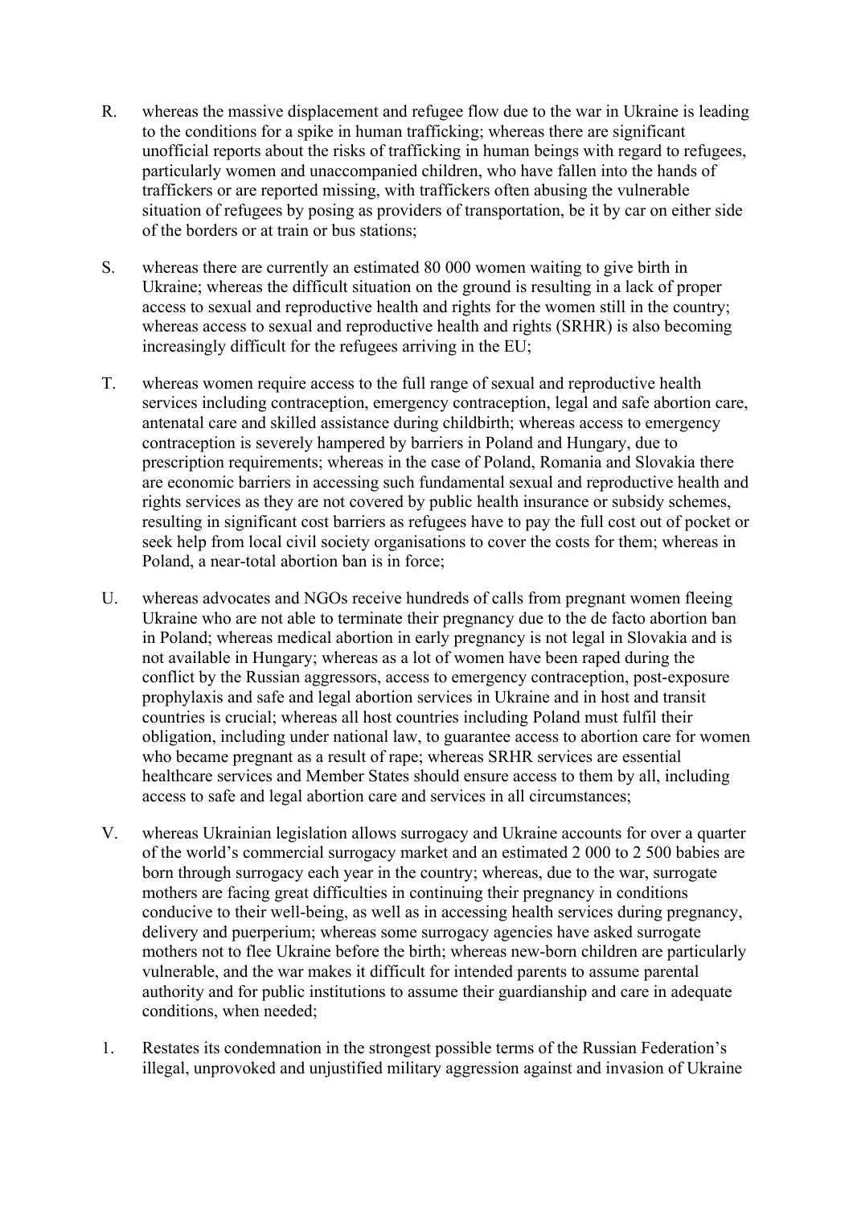R. whereas the massive displacement and refugee flow due to the war in Ukraine is leading to the conditions for a spike in human trafficking; whereas there are significant unofficial reports about the risks of trafficking in human beings with regard to refugees, particularly women and unaccompanied children, who have fallen into the hands of traffickers or are reported missing, with traffickers often abusing the vulnerable situation of refugees by posing as providers of transportation, be it by car on either side of the borders or at train or bus stations;

S. whereas there are currently an estimated 80 000 women waiting to give birth in Ukraine; whereas the difficult situation on the ground is resulting in a lack of proper access to sexual and reproductive health and rights for the women still in the country; whereas access to sexual and reproductive health and rights (SRHR) is also becoming increasingly difficult for the refugees arriving in the EU;

T. whereas women require access to the full range of sexual and reproductive health services including contraception, emergency contraception, legal and safe abortion care, antenatal care and skilled assistance during childbirth; whereas access to emergency contraception is severely hampered by barriers in Poland and Hungary, due to prescription requirements; whereas in the case of Poland, Romania and Slovakia there are economic barriers in accessing such fundamental sexual and reproductive health and rights services as they are not covered by public health insurance or subsidy schemes, resulting in significant cost barriers as refugees have to pay the full cost out of pocket or seek help from local civil society organisations to cover the costs for them; whereas in Poland, a near-total abortion ban is in force;

U. whereas advocates and NGOs receive hundreds of calls from pregnant women fleeing Ukraine who are not able to terminate their pregnancy due to the de facto abortion ban in Poland; whereas medical abortion in early pregnancy is not legal in Slovakia and is not available in Hungary; whereas as a lot of women have been raped during the conflict by the Russian aggressors, access to emergency contraception, post-exposure prophylaxis and safe and legal abortion services in Ukraine and in host and transit countries is crucial; whereas all host countries including Poland must fulfil their obligation, including under national law, to guarantee access to abortion care for women who became pregnant as a result of rape; whereas SRHR services are essential healthcare services and Member States should ensure access to them by all, including access to safe and legal abortion care and services in all circumstances;

V. whereas Ukrainian legislation allows surrogacy and Ukraine accounts for over a quarter of the world's commercial surrogacy market and an estimated 2 000 to 2 500 babies are born through surrogacy each year in the country; whereas, due to the war, surrogate mothers are facing great difficulties in continuing their pregnancy in conditions conducive to their well-being, as well as in accessing health services during pregnancy, delivery and puerperium; whereas some surrogacy agencies have asked surrogate mothers not to flee Ukraine before the birth; whereas new-born children are particularly vulnerable, and the war makes it difficult for intended parents to assume parental authority and for public institutions to assume their guardianship and care in adequate conditions, when needed;

1. Restates its condemnation in the strongest possible terms of the Russian Federation's illegal, unprovoked and unjustified military aggression against and invasion of Ukraine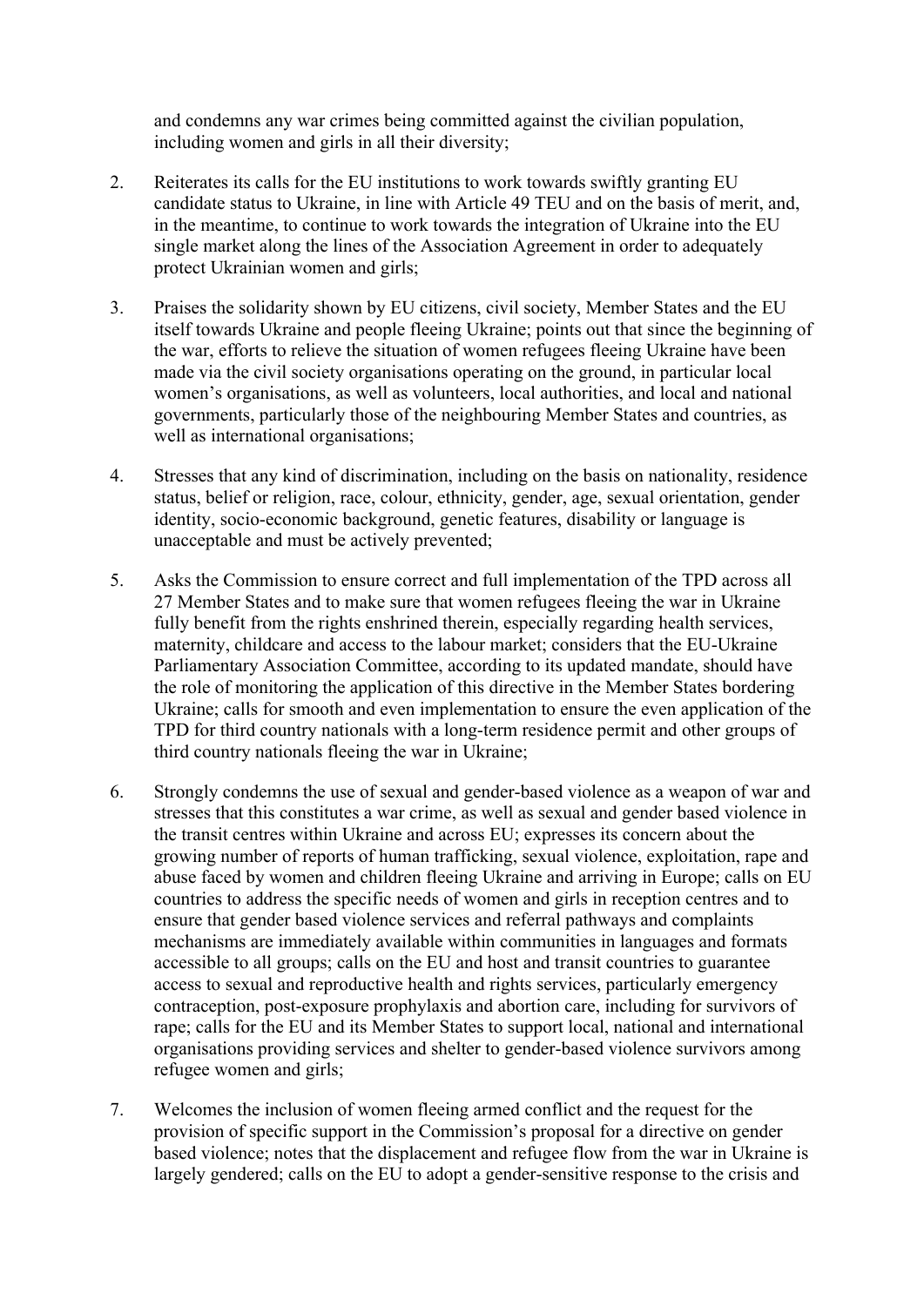and condemns any war crimes being committed against the civilian population, including women and girls in all their diversity;

2. Reiterates its calls for the EU institutions to work towards swiftly granting EU candidate status to Ukraine, in line with Article 49 TEU and on the basis of merit, and, in the meantime, to continue to work towards the integration of Ukraine into the EU single market along the lines of the Association Agreement in order to adequately protect Ukrainian women and girls;

3. Praises the solidarity shown by EU citizens, civil society, Member States and the EU itself towards Ukraine and people fleeing Ukraine; points out that since the beginning of the war, efforts to relieve the situation of women refugees fleeing Ukraine have been made via the civil society organisations operating on the ground, in particular local women's organisations, as well as volunteers, local authorities, and local and national governments, particularly those of the neighbouring Member States and countries, as well as international organisations;

4. Stresses that any kind of discrimination, including on the basis on nationality, residence status, belief or religion, race, colour, ethnicity, gender, age, sexual orientation, gender identity, socio-economic background, genetic features, disability or language is unacceptable and must be actively prevented;

5. Asks the Commission to ensure correct and full implementation of the TPD across all 27 Member States and to make sure that women refugees fleeing the war in Ukraine fully benefit from the rights enshrined therein, especially regarding health services, maternity, childcare and access to the labour market; considers that the EU-Ukraine Parliamentary Association Committee, according to its updated mandate, should have the role of monitoring the application of this directive in the Member States bordering Ukraine; calls for smooth and even implementation to ensure the even application of the TPD for third country nationals with a long-term residence permit and other groups of third country nationals fleeing the war in Ukraine;

6. Strongly condemns the use of sexual and gender-based violence as a weapon of war and stresses that this constitutes a war crime, as well as sexual and gender based violence in the transit centres within Ukraine and across EU; expresses its concern about the growing number of reports of human trafficking, sexual violence, exploitation, rape and abuse faced by women and children fleeing Ukraine and arriving in Europe; calls on EU countries to address the specific needs of women and girls in reception centres and to ensure that gender based violence services and referral pathways and complaints mechanisms are immediately available within communities in languages and formats accessible to all groups; calls on the EU and host and transit countries to guarantee access to sexual and reproductive health and rights services, particularly emergency contraception, post-exposure prophylaxis and abortion care, including for survivors of rape; calls for the EU and its Member States to support local, national and international organisations providing services and shelter to gender-based violence survivors among refugee women and girls;

7. Welcomes the inclusion of women fleeing armed conflict and the request for the provision of specific support in the Commission's proposal for a directive on gender based violence; notes that the displacement and refugee flow from the war in Ukraine is largely gendered; calls on the EU to adopt a gender-sensitive response to the crisis and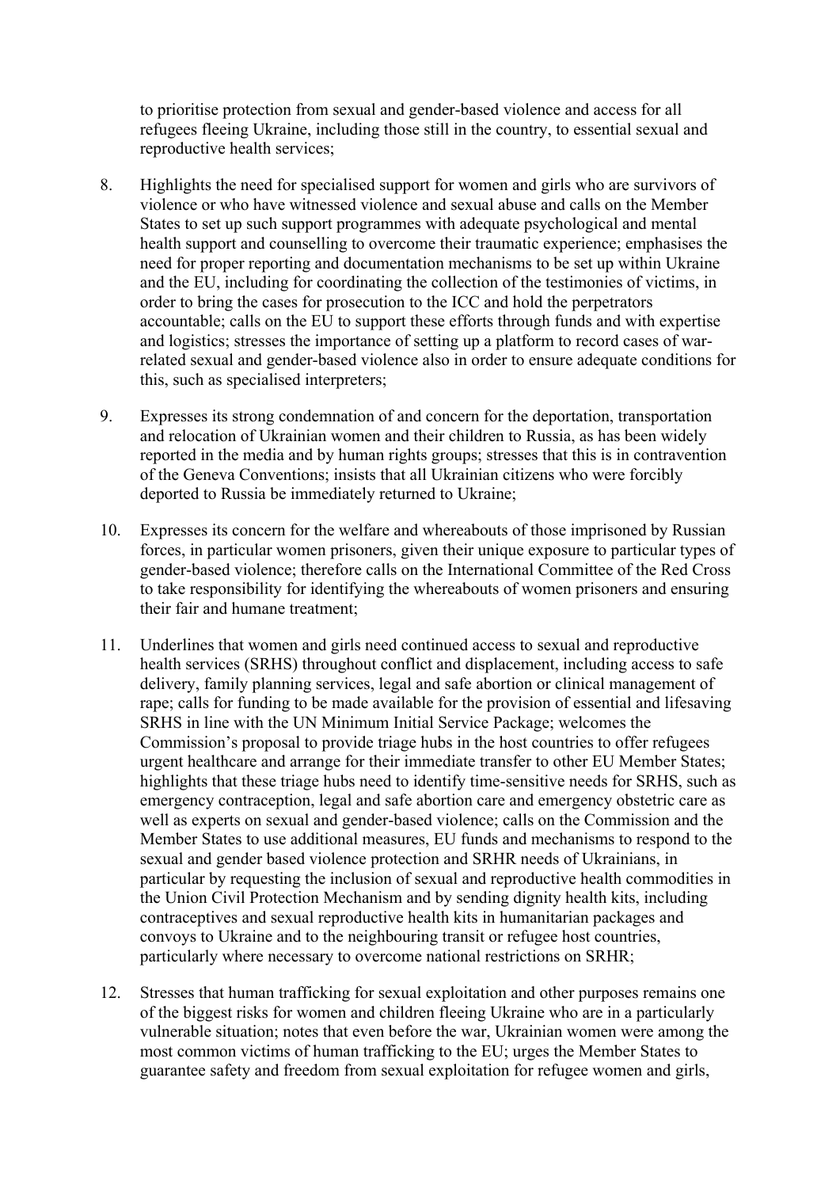to prioritise protection from sexual and gender-based violence and access for all refugees fleeing Ukraine, including those still in the country, to essential sexual and reproductive health services;

8. Highlights the need for specialised support for women and girls who are survivors of violence or who have witnessed violence and sexual abuse and calls on the Member States to set up such support programmes with adequate psychological and mental health support and counselling to overcome their traumatic experience; emphasises the need for proper reporting and documentation mechanisms to be set up within Ukraine and the EU, including for coordinating the collection of the testimonies of victims, in order to bring the cases for prosecution to the ICC and hold the perpetrators accountable; calls on the EU to support these efforts through funds and with expertise and logistics; stresses the importance of setting up a platform to record cases of war-related sexual and gender-based violence also in order to ensure adequate conditions for this, such as specialised interpreters;

9. Expresses its strong condemnation of and concern for the deportation, transportation and relocation of Ukrainian women and their children to Russia, as has been widely reported in the media and by human rights groups; stresses that this is in contravention of the Geneva Conventions; insists that all Ukrainian citizens who were forcibly deported to Russia be immediately returned to Ukraine;

10. Expresses its concern for the welfare and whereabouts of those imprisoned by Russian forces, in particular women prisoners, given their unique exposure to particular types of gender-based violence; therefore calls on the International Committee of the Red Cross to take responsibility for identifying the whereabouts of women prisoners and ensuring their fair and humane treatment;

11. Underlines that women and girls need continued access to sexual and reproductive health services (SRHS) throughout conflict and displacement, including access to safe delivery, family planning services, legal and safe abortion or clinical management of rape; calls for funding to be made available for the provision of essential and lifesaving SRHS in line with the UN Minimum Initial Service Package; welcomes the Commission's proposal to provide triage hubs in the host countries to offer refugees urgent healthcare and arrange for their immediate transfer to other EU Member States; highlights that these triage hubs need to identify time-sensitive needs for SRHS, such as emergency contraception, legal and safe abortion care and emergency obstetric care as well as experts on sexual and gender-based violence; calls on the Commission and the Member States to use additional measures, EU funds and mechanisms to respond to the sexual and gender based violence protection and SRHR needs of Ukrainians, in particular by requesting the inclusion of sexual and reproductive health commodities in the Union Civil Protection Mechanism and by sending dignity health kits, including contraceptives and sexual reproductive health kits in humanitarian packages and convoys to Ukraine and to the neighbouring transit or refugee host countries, particularly where necessary to overcome national restrictions on SRHR;

12. Stresses that human trafficking for sexual exploitation and other purposes remains one of the biggest risks for women and children fleeing Ukraine who are in a particularly vulnerable situation; notes that even before the war, Ukrainian women were among the most common victims of human trafficking to the EU; urges the Member States to guarantee safety and freedom from sexual exploitation for refugee women and girls,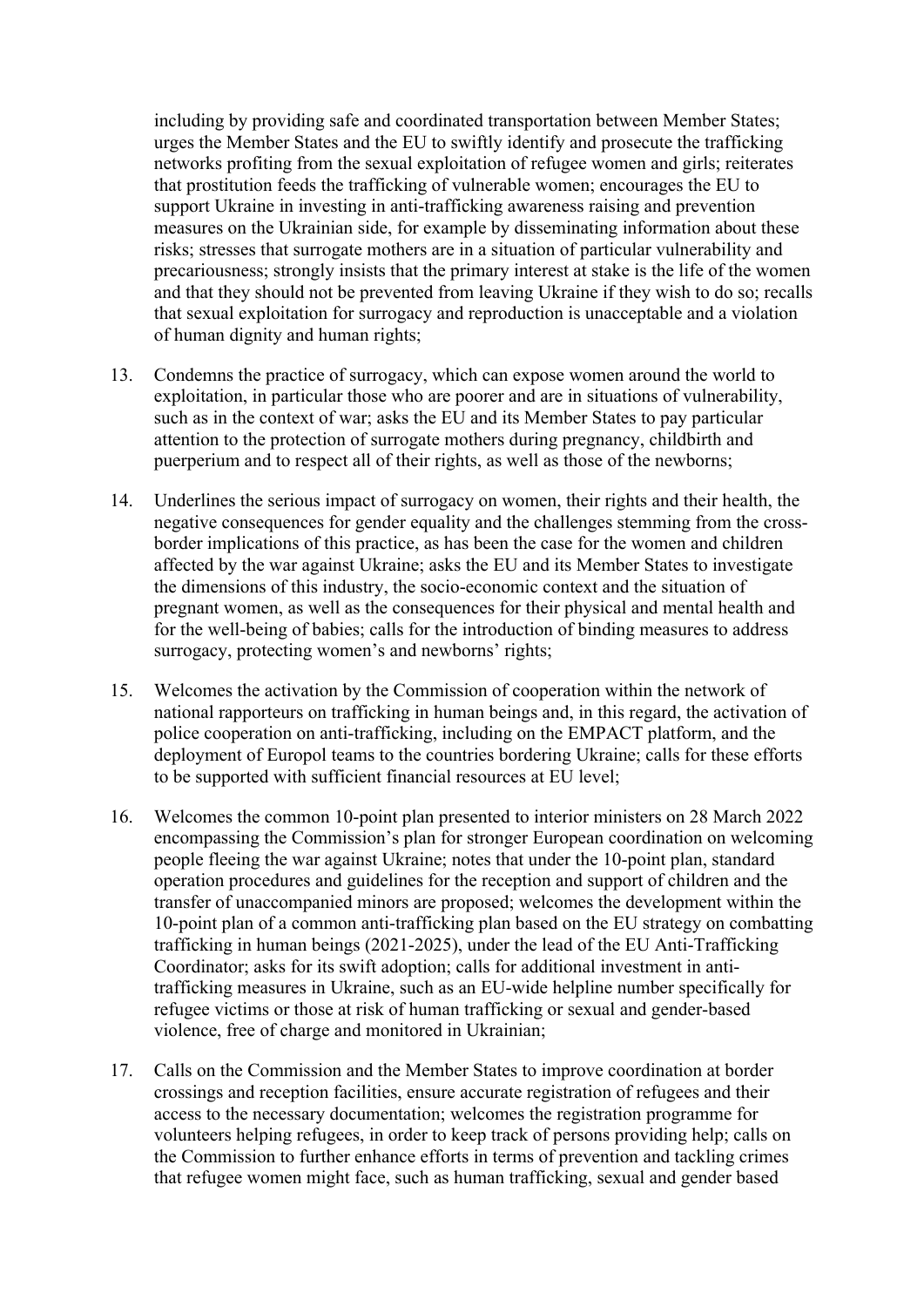including by providing safe and coordinated transportation between Member States; urges the Member States and the EU to swiftly identify and prosecute the trafficking networks profiting from the sexual exploitation of refugee women and girls; reiterates that prostitution feeds the trafficking of vulnerable women; encourages the EU to support Ukraine in investing in anti-trafficking awareness raising and prevention measures on the Ukrainian side, for example by disseminating information about these risks; stresses that surrogate mothers are in a situation of particular vulnerability and precariousness; strongly insists that the primary interest at stake is the life of the women and that they should not be prevented from leaving Ukraine if they wish to do so; recalls that sexual exploitation for surrogacy and reproduction is unacceptable and a violation of human dignity and human rights;

13. Condemns the practice of surrogacy, which can expose women around the world to exploitation, in particular those who are poorer and are in situations of vulnerability, such as in the context of war; asks the EU and its Member States to pay particular attention to the protection of surrogate mothers during pregnancy, childbirth and puerperium and to respect all of their rights, as well as those of the newborns;

14. Underlines the serious impact of surrogacy on women, their rights and their health, the negative consequences for gender equality and the challenges stemming from the cross-border implications of this practice, as has been the case for the women and children affected by the war against Ukraine; asks the EU and its Member States to investigate the dimensions of this industry, the socio-economic context and the situation of pregnant women, as well as the consequences for their physical and mental health and for the well-being of babies; calls for the introduction of binding measures to address surrogacy, protecting women's and newborns' rights;

15. Welcomes the activation by the Commission of cooperation within the network of national rapporteurs on trafficking in human beings and, in this regard, the activation of police cooperation on anti-trafficking, including on the EMPACT platform, and the deployment of Europol teams to the countries bordering Ukraine; calls for these efforts to be supported with sufficient financial resources at EU level;

16. Welcomes the common 10-point plan presented to interior ministers on 28 March 2022 encompassing the Commission's plan for stronger European coordination on welcoming people fleeing the war against Ukraine; notes that under the 10-point plan, standard operation procedures and guidelines for the reception and support of children and the transfer of unaccompanied minors are proposed; welcomes the development within the 10-point plan of a common anti-trafficking plan based on the EU strategy on combatting trafficking in human beings (2021-2025), under the lead of the EU Anti-Trafficking Coordinator; asks for its swift adoption; calls for additional investment in anti-trafficking measures in Ukraine, such as an EU-wide helpline number specifically for refugee victims or those at risk of human trafficking or sexual and gender-based violence, free of charge and monitored in Ukrainian;

17. Calls on the Commission and the Member States to improve coordination at border crossings and reception facilities, ensure accurate registration of refugees and their access to the necessary documentation; welcomes the registration programme for volunteers helping refugees, in order to keep track of persons providing help; calls on the Commission to further enhance efforts in terms of prevention and tackling crimes that refugee women might face, such as human trafficking, sexual and gender based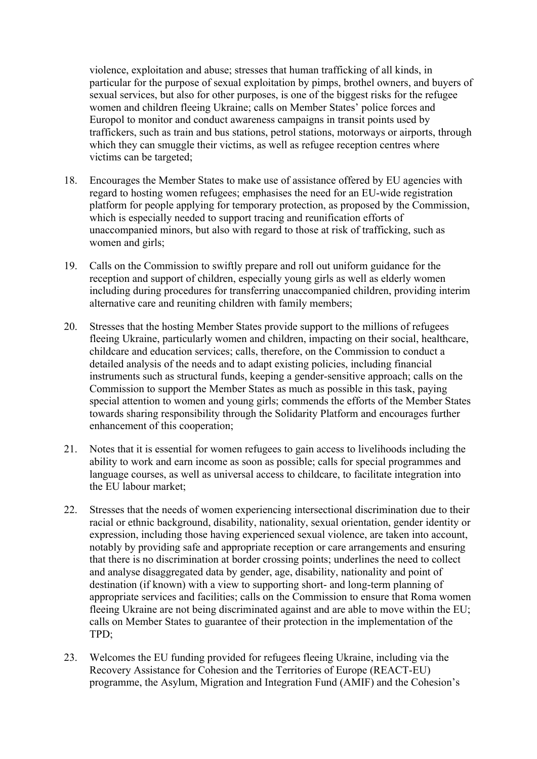violence, exploitation and abuse; stresses that human trafficking of all kinds, in particular for the purpose of sexual exploitation by pimps, brothel owners, and buyers of sexual services, but also for other purposes, is one of the biggest risks for the refugee women and children fleeing Ukraine; calls on Member States' police forces and Europol to monitor and conduct awareness campaigns in transit points used by traffickers, such as train and bus stations, petrol stations, motorways or airports, through which they can smuggle their victims, as well as refugee reception centres where victims can be targeted;

18. Encourages the Member States to make use of assistance offered by EU agencies with regard to hosting women refugees; emphasises the need for an EU-wide registration platform for people applying for temporary protection, as proposed by the Commission, which is especially needed to support tracing and reunification efforts of unaccompanied minors, but also with regard to those at risk of trafficking, such as women and girls;

19. Calls on the Commission to swiftly prepare and roll out uniform guidance for the reception and support of children, especially young girls as well as elderly women including during procedures for transferring unaccompanied children, providing interim alternative care and reuniting children with family members;

20. Stresses that the hosting Member States provide support to the millions of refugees fleeing Ukraine, particularly women and children, impacting on their social, healthcare, childcare and education services; calls, therefore, on the Commission to conduct a detailed analysis of the needs and to adapt existing policies, including financial instruments such as structural funds, keeping a gender-sensitive approach; calls on the Commission to support the Member States as much as possible in this task, paying special attention to women and young girls; commends the efforts of the Member States towards sharing responsibility through the Solidarity Platform and encourages further enhancement of this cooperation;

21. Notes that it is essential for women refugees to gain access to livelihoods including the ability to work and earn income as soon as possible; calls for special programmes and language courses, as well as universal access to childcare, to facilitate integration into the EU labour market;

22. Stresses that the needs of women experiencing intersectional discrimination due to their racial or ethnic background, disability, nationality, sexual orientation, gender identity or expression, including those having experienced sexual violence, are taken into account, notably by providing safe and appropriate reception or care arrangements and ensuring that there is no discrimination at border crossing points; underlines the need to collect and analyse disaggregated data by gender, age, disability, nationality and point of destination (if known) with a view to supporting short- and long-term planning of appropriate services and facilities; calls on the Commission to ensure that Roma women fleeing Ukraine are not being discriminated against and are able to move within the EU; calls on Member States to guarantee of their protection in the implementation of the TPD;

23. Welcomes the EU funding provided for refugees fleeing Ukraine, including via the Recovery Assistance for Cohesion and the Territories of Europe (REACT-EU) programme, the Asylum, Migration and Integration Fund (AMIF) and the Cohesion's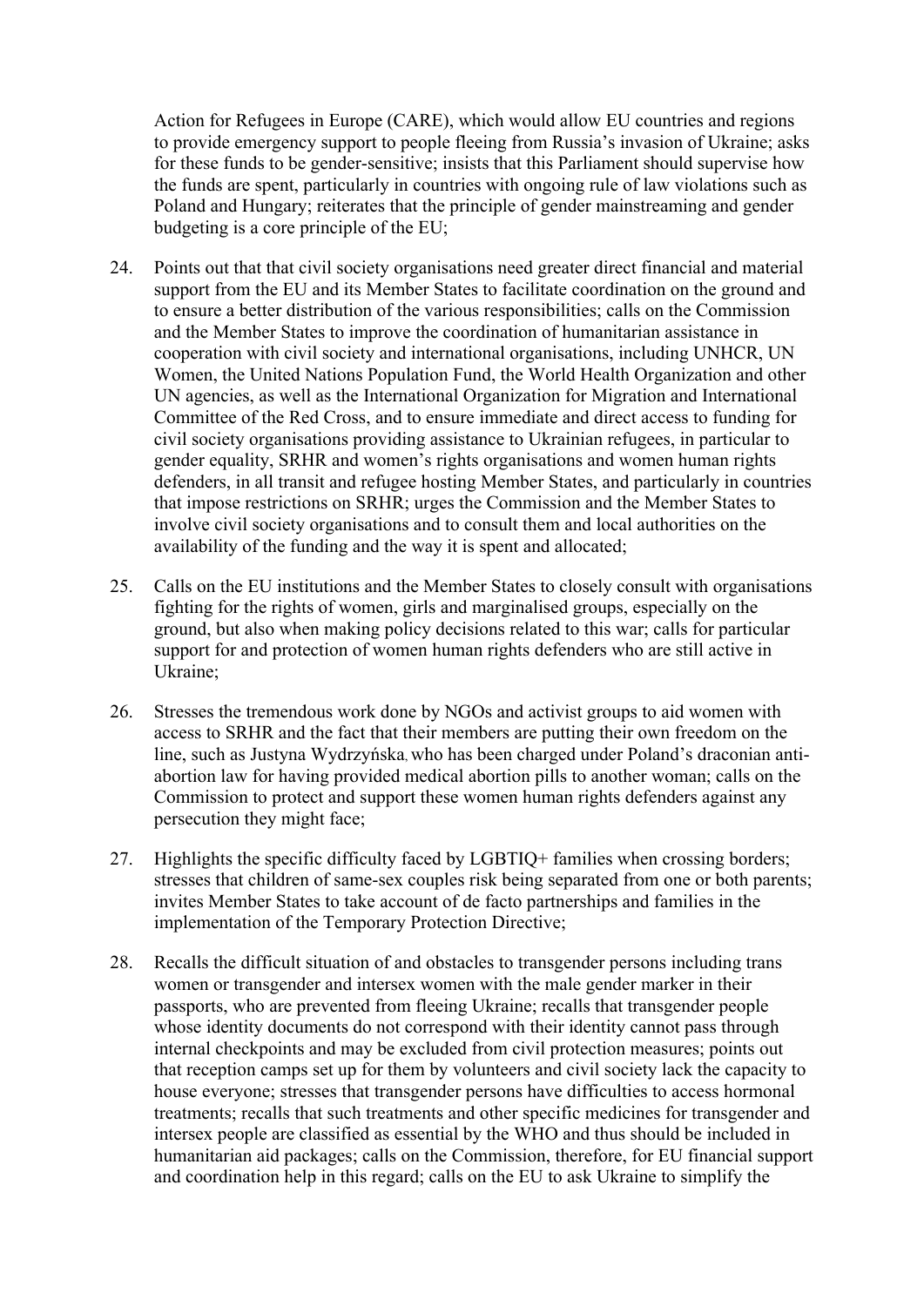Action for Refugees in Europe (CARE), which would allow EU countries and regions to provide emergency support to people fleeing from Russia's invasion of Ukraine; asks for these funds to be gender-sensitive; insists that this Parliament should supervise how the funds are spent, particularly in countries with ongoing rule of law violations such as Poland and Hungary; reiterates that the principle of gender mainstreaming and gender budgeting is a core principle of the EU;

24. Points out that that civil society organisations need greater direct financial and material support from the EU and its Member States to facilitate coordination on the ground and to ensure a better distribution of the various responsibilities; calls on the Commission and the Member States to improve the coordination of humanitarian assistance in cooperation with civil society and international organisations, including UNHCR, UN Women, the United Nations Population Fund, the World Health Organization and other UN agencies, as well as the International Organization for Migration and International Committee of the Red Cross, and to ensure immediate and direct access to funding for civil society organisations providing assistance to Ukrainian refugees, in particular to gender equality, SRHR and women's rights organisations and women human rights defenders, in all transit and refugee hosting Member States, and particularly in countries that impose restrictions on SRHR; urges the Commission and the Member States to involve civil society organisations and to consult them and local authorities on the availability of the funding and the way it is spent and allocated;

25. Calls on the EU institutions and the Member States to closely consult with organisations fighting for the rights of women, girls and marginalised groups, especially on the ground, but also when making policy decisions related to this war; calls for particular support for and protection of women human rights defenders who are still active in Ukraine;

26. Stresses the tremendous work done by NGOs and activist groups to aid women with access to SRHR and the fact that their members are putting their own freedom on the line, such as Justyna Wydrzyńska, who has been charged under Poland's draconian anti-abortion law for having provided medical abortion pills to another woman; calls on the Commission to protect and support these women human rights defenders against any persecution they might face;

27. Highlights the specific difficulty faced by LGBTIQ+ families when crossing borders; stresses that children of same-sex couples risk being separated from one or both parents; invites Member States to take account of de facto partnerships and families in the implementation of the Temporary Protection Directive;

28. Recalls the difficult situation of and obstacles to transgender persons including trans women or transgender and intersex women with the male gender marker in their passports, who are prevented from fleeing Ukraine; recalls that transgender people whose identity documents do not correspond with their identity cannot pass through internal checkpoints and may be excluded from civil protection measures; points out that reception camps set up for them by volunteers and civil society lack the capacity to house everyone; stresses that transgender persons have difficulties to access hormonal treatments; recalls that such treatments and other specific medicines for transgender and intersex people are classified as essential by the WHO and thus should be included in humanitarian aid packages; calls on the Commission, therefore, for EU financial support and coordination help in this regard; calls on the EU to ask Ukraine to simplify the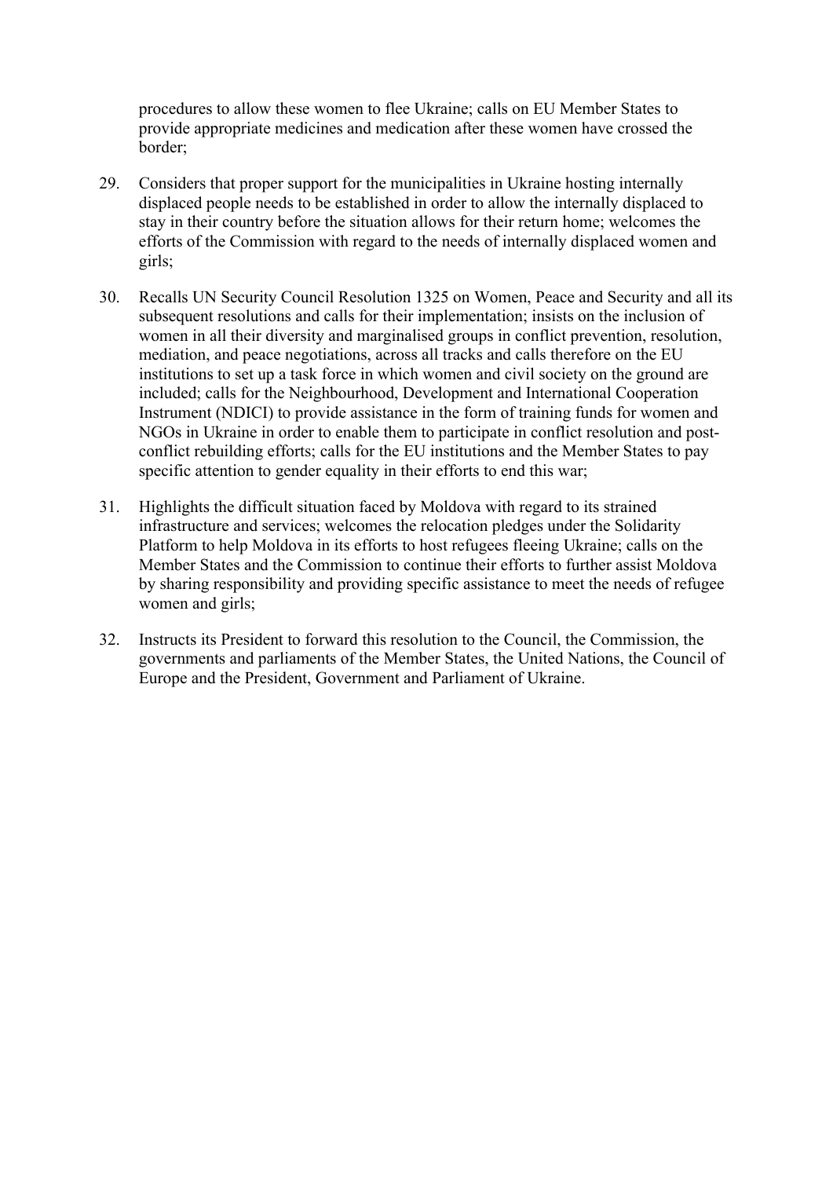procedures to allow these women to flee Ukraine; calls on EU Member States to provide appropriate medicines and medication after these women have crossed the border;

29. Considers that proper support for the municipalities in Ukraine hosting internally displaced people needs to be established in order to allow the internally displaced to stay in their country before the situation allows for their return home; welcomes the efforts of the Commission with regard to the needs of internally displaced women and girls;

30. Recalls UN Security Council Resolution 1325 on Women, Peace and Security and all its subsequent resolutions and calls for their implementation; insists on the inclusion of women in all their diversity and marginalised groups in conflict prevention, resolution, mediation, and peace negotiations, across all tracks and calls therefore on the EU institutions to set up a task force in which women and civil society on the ground are included; calls for the Neighbourhood, Development and International Cooperation Instrument (NDICI) to provide assistance in the form of training funds for women and NGOs in Ukraine in order to enable them to participate in conflict resolution and post-conflict rebuilding efforts; calls for the EU institutions and the Member States to pay specific attention to gender equality in their efforts to end this war;

31. Highlights the difficult situation faced by Moldova with regard to its strained infrastructure and services; welcomes the relocation pledges under the Solidarity Platform to help Moldova in its efforts to host refugees fleeing Ukraine; calls on the Member States and the Commission to continue their efforts to further assist Moldova by sharing responsibility and providing specific assistance to meet the needs of refugee women and girls;

32. Instructs its President to forward this resolution to the Council, the Commission, the governments and parliaments of the Member States, the United Nations, the Council of Europe and the President, Government and Parliament of Ukraine.